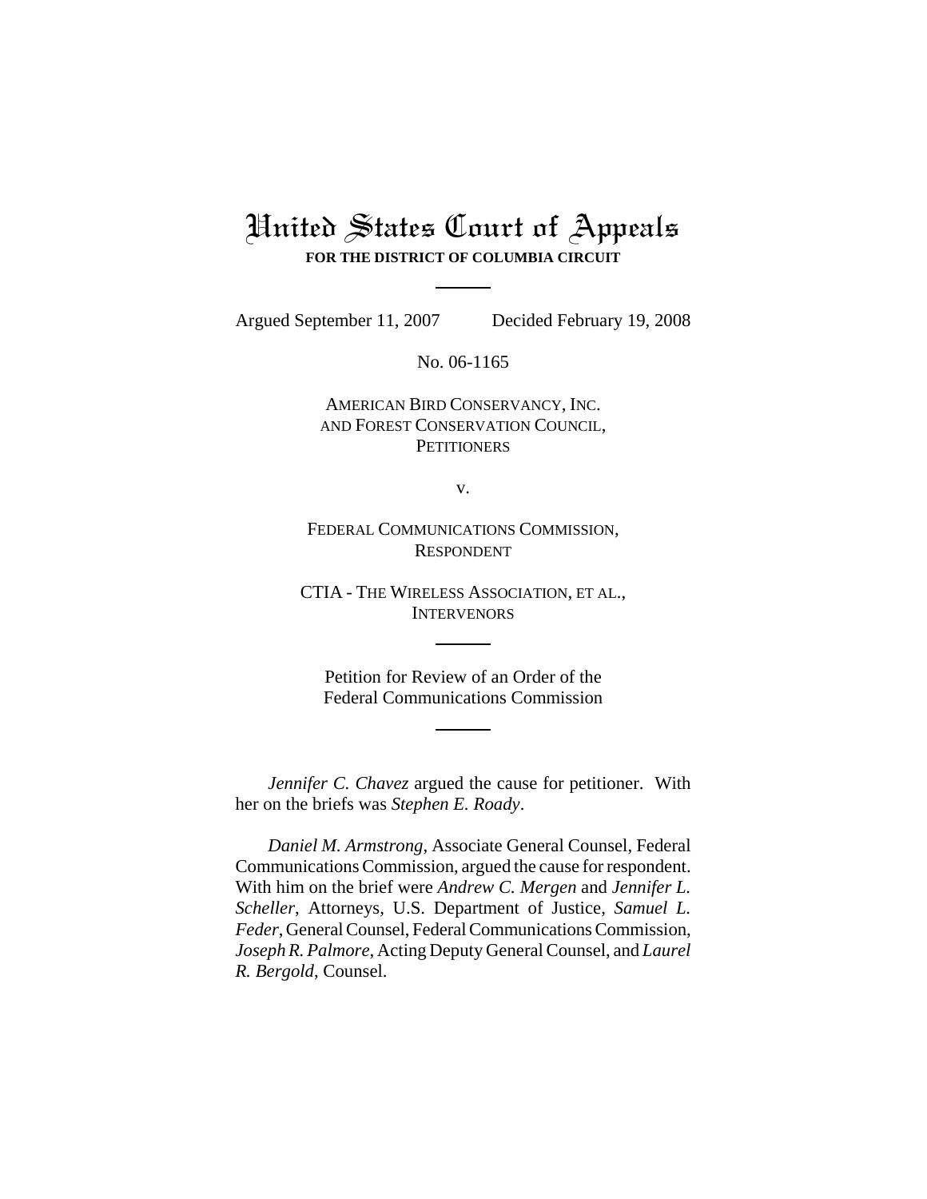# United States Court of Appeals

**FOR THE DISTRICT OF COLUMBIA CIRCUIT**

Argued September 11, 2007 Decided February 19, 2008

No. 06-1165

AMERICAN BIRD CONSERVANCY, INC.
AND FOREST CONSERVATION COUNCIL,
PETITIONERS

v.

FEDERAL COMMUNICATIONS COMMISSION,
RESPONDENT

CTIA - THE WIRELESS ASSOCIATION, ET AL.,
INTERVENORS

Petition for Review of an Order of the
Federal Communications Commission

*Jennifer C. Chavez* argued the cause for petitioner. With her on the briefs was *Stephen E. Roady*.

*Daniel M. Armstrong*, Associate General Counsel, Federal Communications Commission, argued the cause for respondent. With him on the brief were *Andrew C. Mergen* and *Jennifer L. Scheller*, Attorneys, U.S. Department of Justice, *Samuel L. Feder*, General Counsel, Federal Communications Commission, *Joseph R. Palmore*, Acting Deputy General Counsel, and *Laurel R. Bergold*, Counsel.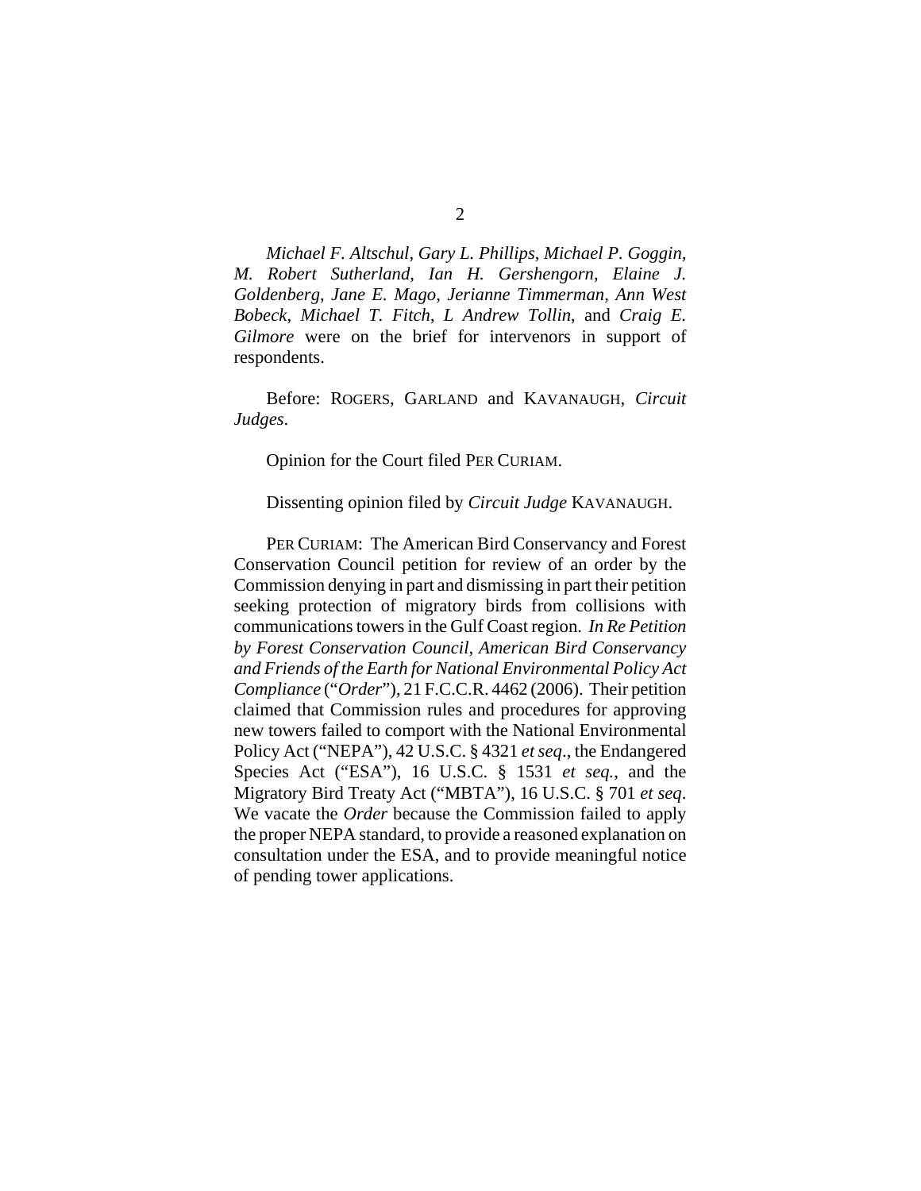*Michael F. Altschul*, *Gary L. Phillips*, *Michael P. Goggin*, *M. Robert Sutherland*, *Ian H. Gershengorn*, *Elaine J. Goldenberg*, *Jane E. Mago*, *Jerianne Timmerman*, *Ann West Bobeck*, *Michael T. Fitch*, *L Andrew Tollin*, and *Craig E. Gilmore* were on the brief for intervenors in support of respondents.

Before: ROGERS, GARLAND and KAVANAUGH, *Circuit Judges*.

Opinion for the Court filed PER CURIAM.

Dissenting opinion filed by *Circuit Judge* KAVANAUGH.

PER CURIAM: The American Bird Conservancy and Forest Conservation Council petition for review of an order by the Commission denying in part and dismissing in part their petition seeking protection of migratory birds from collisions with communications towers in the Gulf Coast region. *In Re Petition by Forest Conservation Council, American Bird Conservancy and Friends of the Earth for National Environmental Policy Act Compliance* ("*Order*"), 21 F.C.C.R. 4462 (2006). Their petition claimed that Commission rules and procedures for approving new towers failed to comport with the National Environmental Policy Act ("NEPA"), 42 U.S.C. § 4321 *et seq*., the Endangered Species Act ("ESA"), 16 U.S.C. § 1531 *et seq.*, and the Migratory Bird Treaty Act ("MBTA"), 16 U.S.C. § 701 *et seq*. We vacate the *Order* because the Commission failed to apply the proper NEPA standard, to provide a reasoned explanation on consultation under the ESA, and to provide meaningful notice of pending tower applications.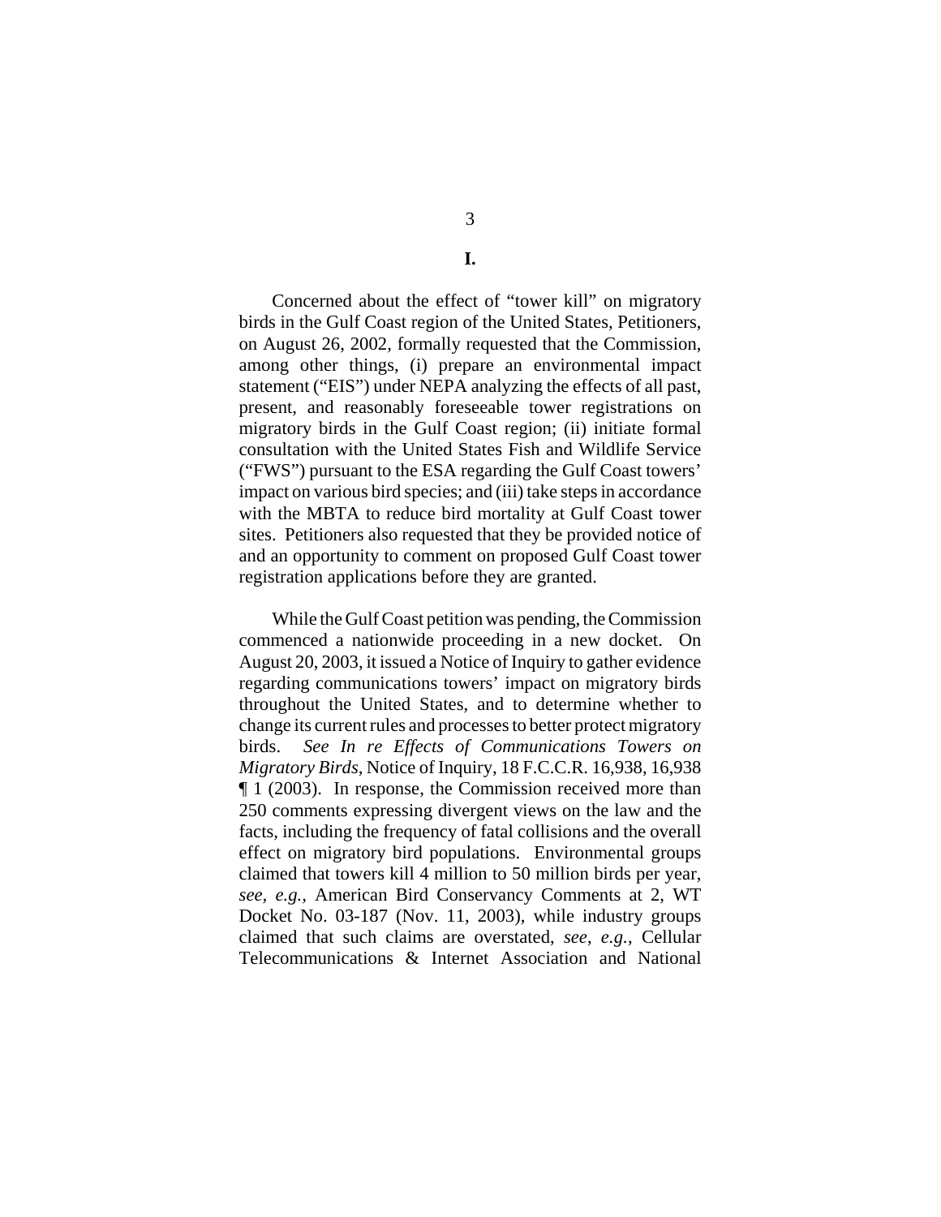## I.

Concerned about the effect of "tower kill" on migratory birds in the Gulf Coast region of the United States, Petitioners, on August 26, 2002, formally requested that the Commission, among other things, (i) prepare an environmental impact statement ("EIS") under NEPA analyzing the effects of all past, present, and reasonably foreseeable tower registrations on migratory birds in the Gulf Coast region; (ii) initiate formal consultation with the United States Fish and Wildlife Service ("FWS") pursuant to the ESA regarding the Gulf Coast towers' impact on various bird species; and (iii) take steps in accordance with the MBTA to reduce bird mortality at Gulf Coast tower sites. Petitioners also requested that they be provided notice of and an opportunity to comment on proposed Gulf Coast tower registration applications before they are granted.

While the Gulf Coast petition was pending, the Commission commenced a nationwide proceeding in a new docket. On August 20, 2003, it issued a Notice of Inquiry to gather evidence regarding communications towers' impact on migratory birds throughout the United States, and to determine whether to change its current rules and processes to better protect migratory birds. *See In re Effects of Communications Towers on Migratory Birds*, Notice of Inquiry, 18 F.C.C.R. 16,938, 16,938 ¶ 1 (2003). In response, the Commission received more than 250 comments expressing divergent views on the law and the facts, including the frequency of fatal collisions and the overall effect on migratory bird populations. Environmental groups claimed that towers kill 4 million to 50 million birds per year, *see, e.g.*, American Bird Conservancy Comments at 2, WT Docket No. 03-187 (Nov. 11, 2003), while industry groups claimed that such claims are overstated, *see*, *e.g.*, Cellular Telecommunications & Internet Association and National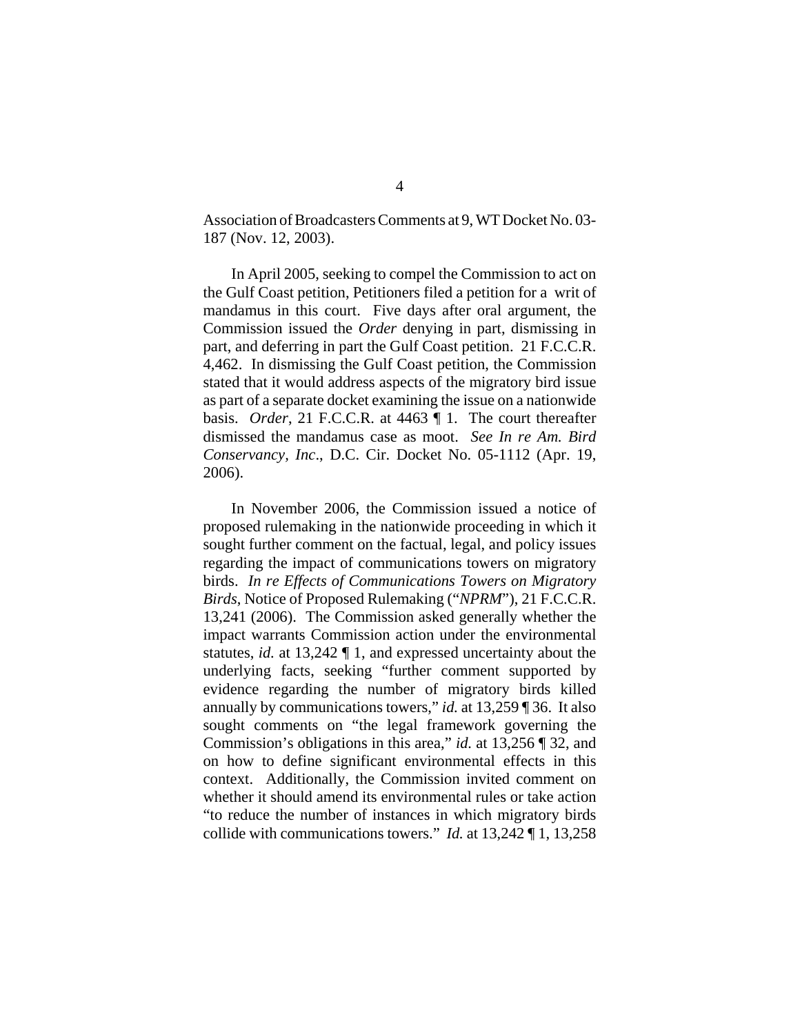Association of Broadcasters Comments at 9, WT Docket No. 03-187 (Nov. 12, 2003).

In April 2005, seeking to compel the Commission to act on the Gulf Coast petition, Petitioners filed a petition for a writ of mandamus in this court. Five days after oral argument, the Commission issued the *Order* denying in part, dismissing in part, and deferring in part the Gulf Coast petition. 21 F.C.C.R. 4,462. In dismissing the Gulf Coast petition, the Commission stated that it would address aspects of the migratory bird issue as part of a separate docket examining the issue on a nationwide basis. *Order*, 21 F.C.C.R. at 4463 ¶ 1. The court thereafter dismissed the mandamus case as moot. *See In re Am. Bird Conservancy, Inc*., D.C. Cir. Docket No. 05-1112 (Apr. 19, 2006).

In November 2006, the Commission issued a notice of proposed rulemaking in the nationwide proceeding in which it sought further comment on the factual, legal, and policy issues regarding the impact of communications towers on migratory birds. *In re Effects of Communications Towers on Migratory Birds*, Notice of Proposed Rulemaking ("*NPRM*"), 21 F.C.C.R. 13,241 (2006). The Commission asked generally whether the impact warrants Commission action under the environmental statutes, *id.* at 13,242 ¶ 1, and expressed uncertainty about the underlying facts, seeking "further comment supported by evidence regarding the number of migratory birds killed annually by communications towers," *id.* at 13,259 ¶ 36. It also sought comments on "the legal framework governing the Commission's obligations in this area," *id.* at 13,256 ¶ 32, and on how to define significant environmental effects in this context. Additionally, the Commission invited comment on whether it should amend its environmental rules or take action "to reduce the number of instances in which migratory birds collide with communications towers." *Id.* at 13,242 ¶ 1, 13,258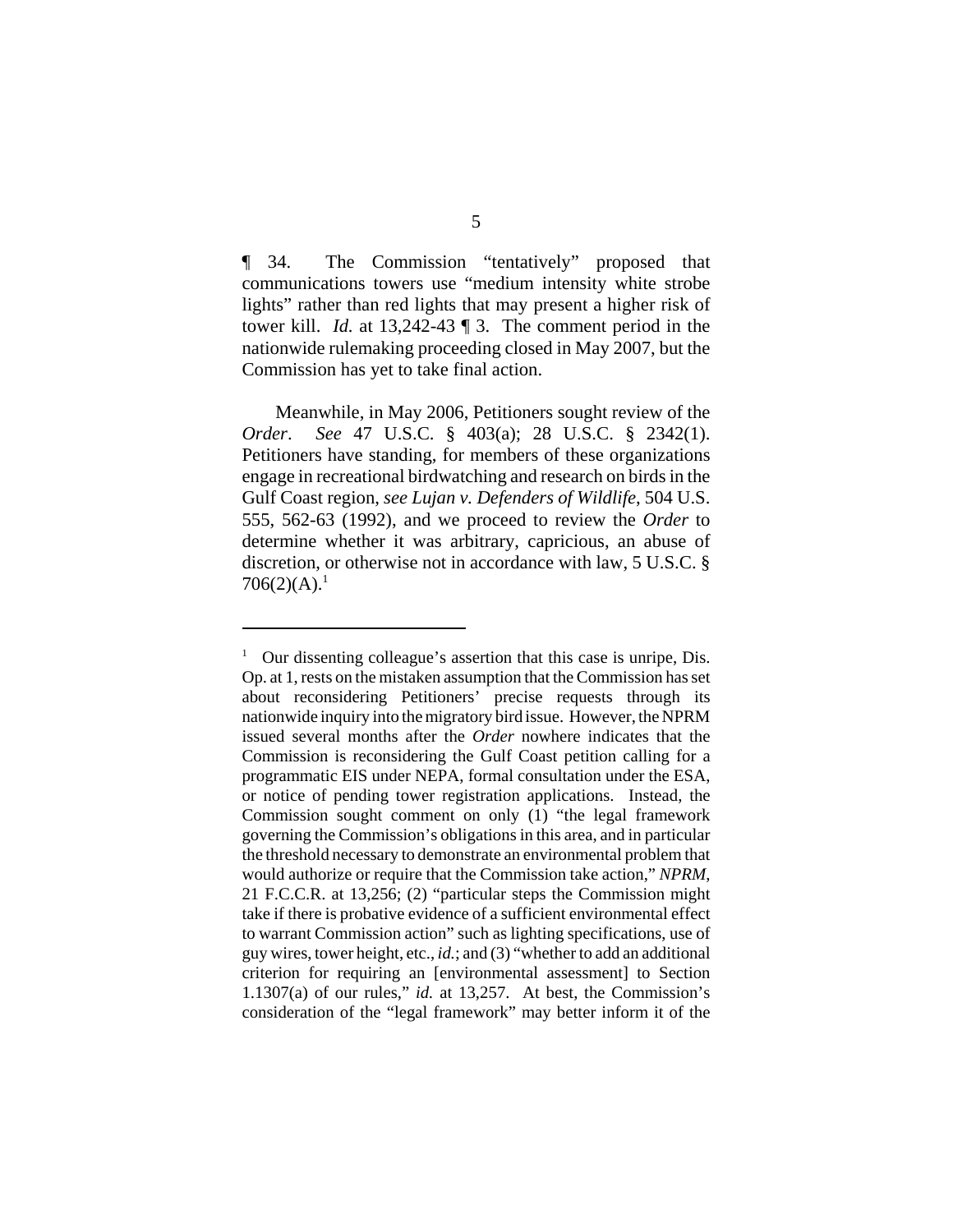¶ 34. The Commission "tentatively" proposed that communications towers use "medium intensity white strobe lights" rather than red lights that may present a higher risk of tower kill. *Id.* at 13,242-43 ¶ 3. The comment period in the nationwide rulemaking proceeding closed in May 2007, but the Commission has yet to take final action.

Meanwhile, in May 2006, Petitioners sought review of the *Order*. *See* 47 U.S.C. § 403(a); 28 U.S.C. § 2342(1). Petitioners have standing, for members of these organizations engage in recreational birdwatching and research on birds in the Gulf Coast region, *see Lujan v. Defenders of Wildlife*, 504 U.S. 555, 562-63 (1992), and we proceed to review the *Order* to determine whether it was arbitrary, capricious, an abuse of discretion, or otherwise not in accordance with law, 5 U.S.C. § 706(2)(A).[1]

---

[1] Our dissenting colleague's assertion that this case is unripe, Dis. Op. at 1, rests on the mistaken assumption that the Commission has set about reconsidering Petitioners' precise requests through its nationwide inquiry into the migratory bird issue. However, the NPRM issued several months after the *Order* nowhere indicates that the Commission is reconsidering the Gulf Coast petition calling for a programmatic EIS under NEPA, formal consultation under the ESA, or notice of pending tower registration applications. Instead, the Commission sought comment on only (1) "the legal framework governing the Commission's obligations in this area, and in particular the threshold necessary to demonstrate an environmental problem that would authorize or require that the Commission take action," *NPRM*, 21 F.C.C.R. at 13,256; (2) "particular steps the Commission might take if there is probative evidence of a sufficient environmental effect to warrant Commission action" such as lighting specifications, use of guy wires, tower height, etc., *id.*; and (3) "whether to add an additional criterion for requiring an [environmental assessment] to Section 1.1307(a) of our rules," *id.* at 13,257. At best, the Commission's consideration of the "legal framework" may better inform it of the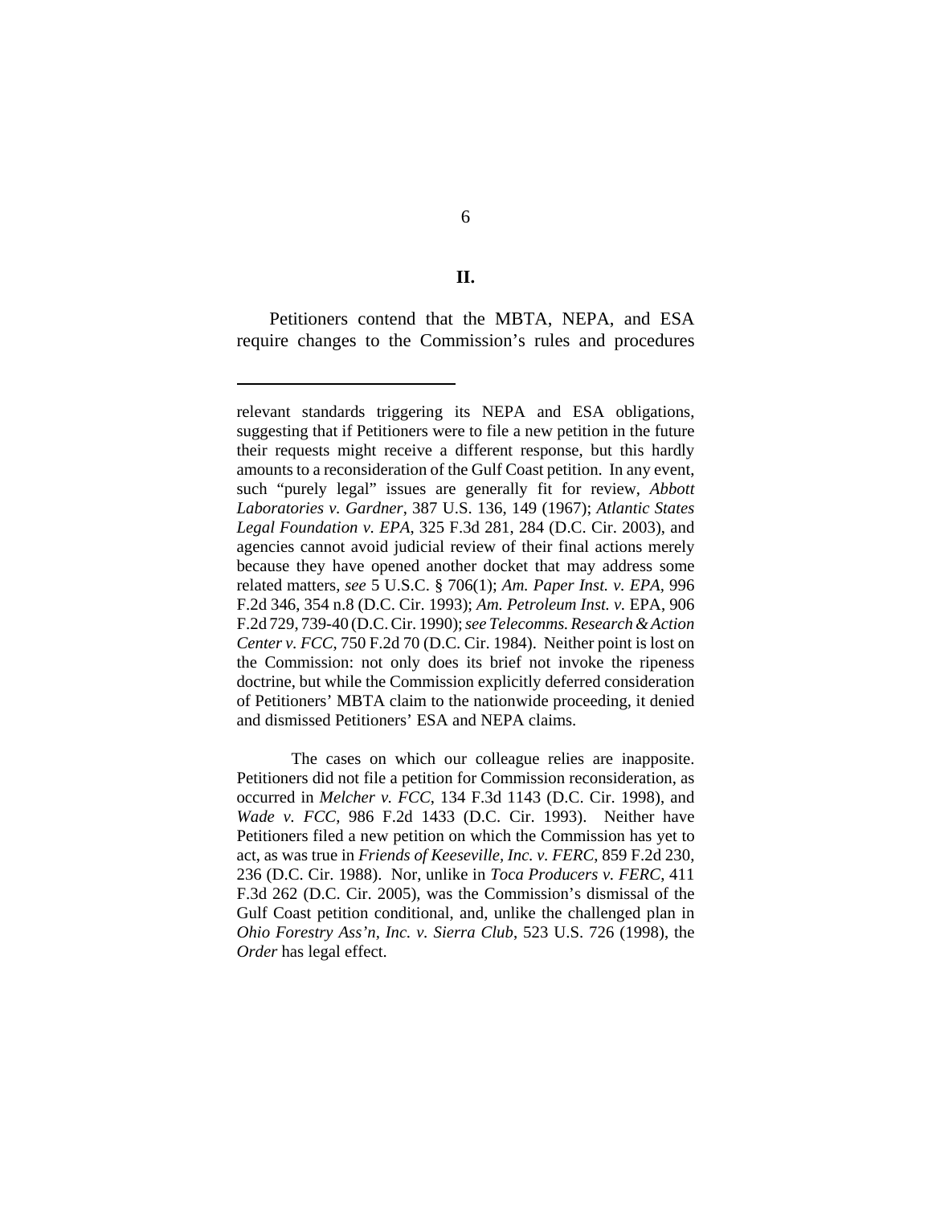## II.

Petitioners contend that the MBTA, NEPA, and ESA require changes to the Commission's rules and procedures

---

relevant standards triggering its NEPA and ESA obligations, suggesting that if Petitioners were to file a new petition in the future their requests might receive a different response, but this hardly amounts to a reconsideration of the Gulf Coast petition. In any event, such "purely legal" issues are generally fit for review, *Abbott Laboratories v. Gardner*, 387 U.S. 136, 149 (1967); *Atlantic States Legal Foundation v. EPA*, 325 F.3d 281, 284 (D.C. Cir. 2003), and agencies cannot avoid judicial review of their final actions merely because they have opened another docket that may address some related matters, *see* 5 U.S.C. § 706(1); *Am. Paper Inst. v. EPA*, 996 F.2d 346, 354 n.8 (D.C. Cir. 1993); *Am. Petroleum Inst. v.* EPA, 906 F.2d 729, 739-40 (D.C. Cir. 1990); *see Telecomms. Research & Action Center v. FCC*, 750 F.2d 70 (D.C. Cir. 1984). Neither point is lost on the Commission: not only does its brief not invoke the ripeness doctrine, but while the Commission explicitly deferred consideration of Petitioners' MBTA claim to the nationwide proceeding, it denied and dismissed Petitioners' ESA and NEPA claims.

The cases on which our colleague relies are inapposite. Petitioners did not file a petition for Commission reconsideration, as occurred in *Melcher v. FCC*, 134 F.3d 1143 (D.C. Cir. 1998), and *Wade v. FCC*, 986 F.2d 1433 (D.C. Cir. 1993). Neither have Petitioners filed a new petition on which the Commission has yet to act, as was true in *Friends of Keeseville, Inc. v. FERC*, 859 F.2d 230, 236 (D.C. Cir. 1988). Nor, unlike in *Toca Producers v. FERC*, 411 F.3d 262 (D.C. Cir. 2005), was the Commission's dismissal of the Gulf Coast petition conditional, and, unlike the challenged plan in *Ohio Forestry Ass'n, Inc. v. Sierra Club*, 523 U.S. 726 (1998), the *Order* has legal effect.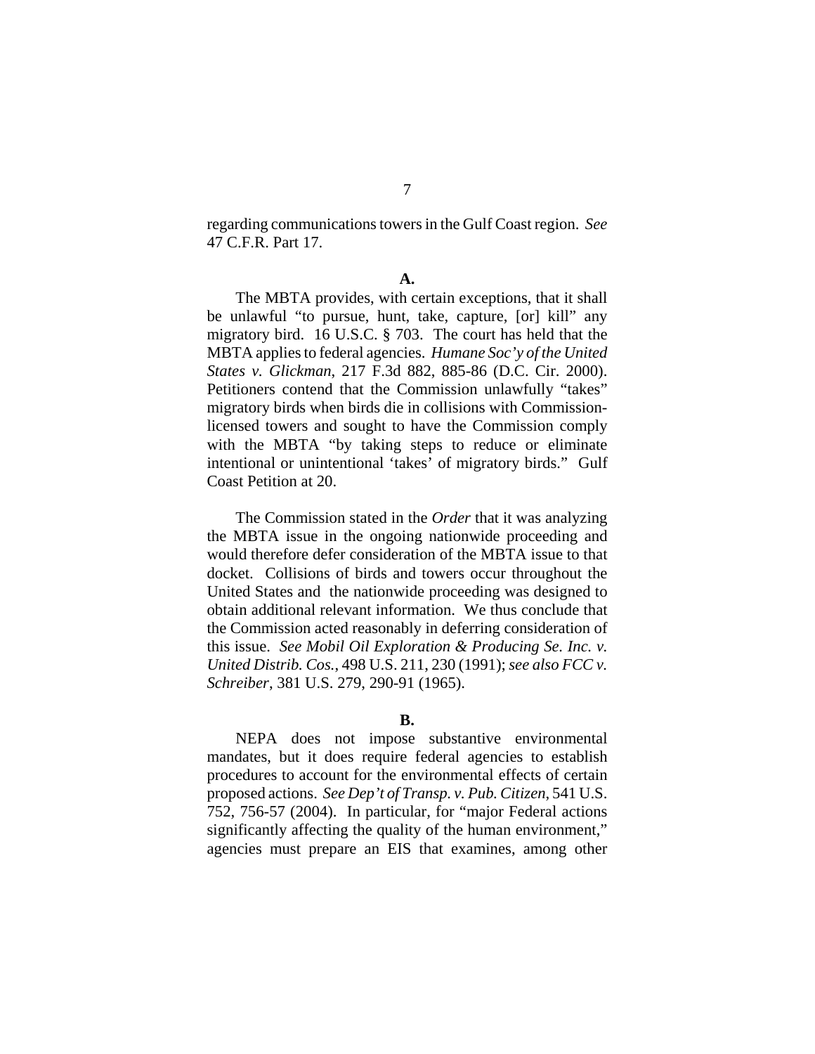regarding communications towers in the Gulf Coast region. *See* 47 C.F.R. Part 17.

**A.**

The MBTA provides, with certain exceptions, that it shall be unlawful "to pursue, hunt, take, capture, [or] kill" any migratory bird. 16 U.S.C. § 703. The court has held that the MBTA applies to federal agencies. *Humane Soc'y of the United States v. Glickman*, 217 F.3d 882, 885-86 (D.C. Cir. 2000). Petitioners contend that the Commission unlawfully "takes" migratory birds when birds die in collisions with Commission-licensed towers and sought to have the Commission comply with the MBTA "by taking steps to reduce or eliminate intentional or unintentional 'takes' of migratory birds." Gulf Coast Petition at 20.

The Commission stated in the *Order* that it was analyzing the MBTA issue in the ongoing nationwide proceeding and would therefore defer consideration of the MBTA issue to that docket. Collisions of birds and towers occur throughout the United States and the nationwide proceeding was designed to obtain additional relevant information. We thus conclude that the Commission acted reasonably in deferring consideration of this issue. *See Mobil Oil Exploration & Producing Se. Inc. v. United Distrib. Cos.*, 498 U.S. 211, 230 (1991); *see also FCC v. Schreiber*, 381 U.S. 279, 290-91 (1965).

**B.**

NEPA does not impose substantive environmental mandates, but it does require federal agencies to establish procedures to account for the environmental effects of certain proposed actions. *See Dep't of Transp. v. Pub. Citizen*, 541 U.S. 752, 756-57 (2004). In particular, for "major Federal actions significantly affecting the quality of the human environment," agencies must prepare an EIS that examines, among other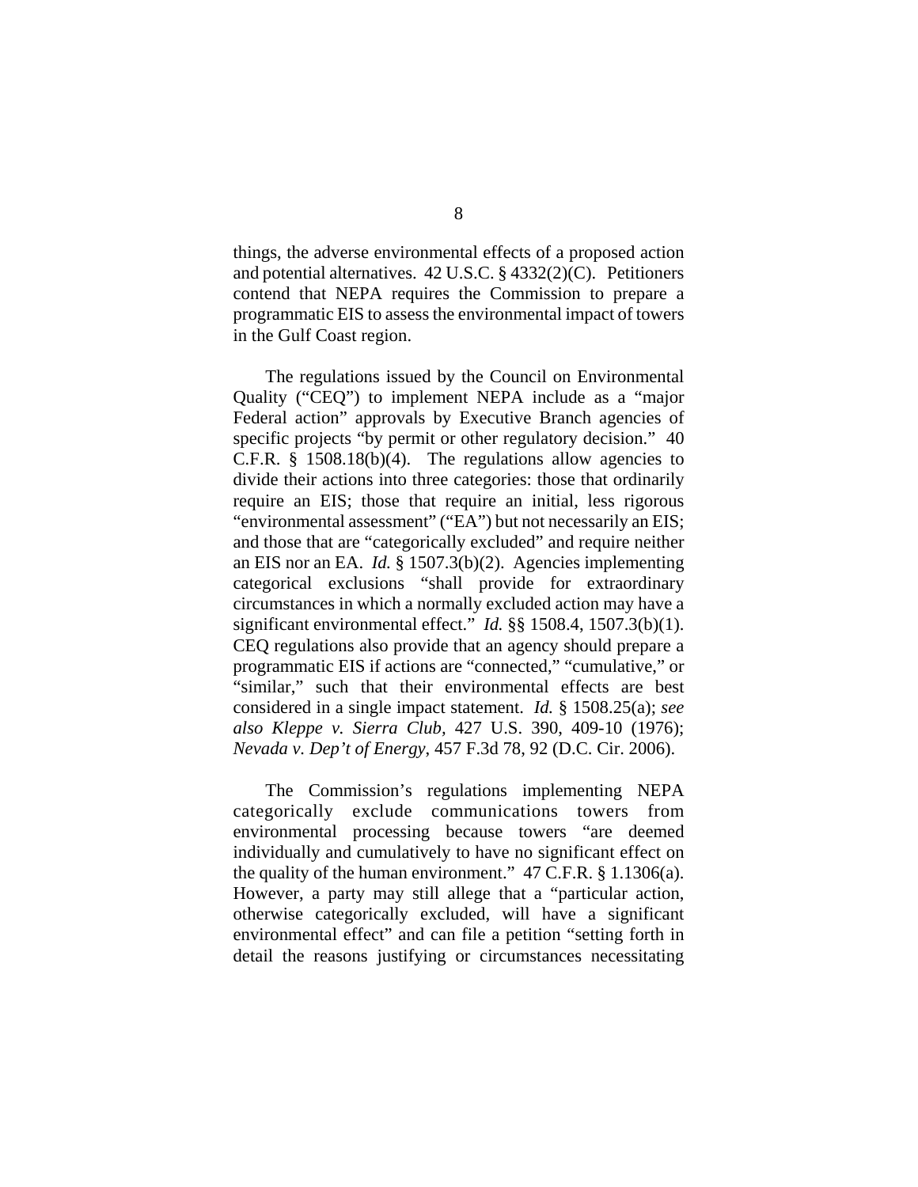things, the adverse environmental effects of a proposed action and potential alternatives. 42 U.S.C. § 4332(2)(C). Petitioners contend that NEPA requires the Commission to prepare a programmatic EIS to assess the environmental impact of towers in the Gulf Coast region.

The regulations issued by the Council on Environmental Quality ("CEQ") to implement NEPA include as a "major Federal action" approvals by Executive Branch agencies of specific projects "by permit or other regulatory decision." 40 C.F.R. § 1508.18(b)(4). The regulations allow agencies to divide their actions into three categories: those that ordinarily require an EIS; those that require an initial, less rigorous "environmental assessment" ("EA") but not necessarily an EIS; and those that are "categorically excluded" and require neither an EIS nor an EA. *Id.* § 1507.3(b)(2). Agencies implementing categorical exclusions "shall provide for extraordinary circumstances in which a normally excluded action may have a significant environmental effect." *Id.* §§ 1508.4, 1507.3(b)(1). CEQ regulations also provide that an agency should prepare a programmatic EIS if actions are "connected," "cumulative," or "similar," such that their environmental effects are best considered in a single impact statement. *Id.* § 1508.25(a); *see also Kleppe v. Sierra Club*, 427 U.S. 390, 409-10 (1976); *Nevada v. Dep't of Energy*, 457 F.3d 78, 92 (D.C. Cir. 2006).

The Commission's regulations implementing NEPA categorically exclude communications towers from environmental processing because towers "are deemed individually and cumulatively to have no significant effect on the quality of the human environment." 47 C.F.R. § 1.1306(a). However, a party may still allege that a "particular action, otherwise categorically excluded, will have a significant environmental effect" and can file a petition "setting forth in detail the reasons justifying or circumstances necessitating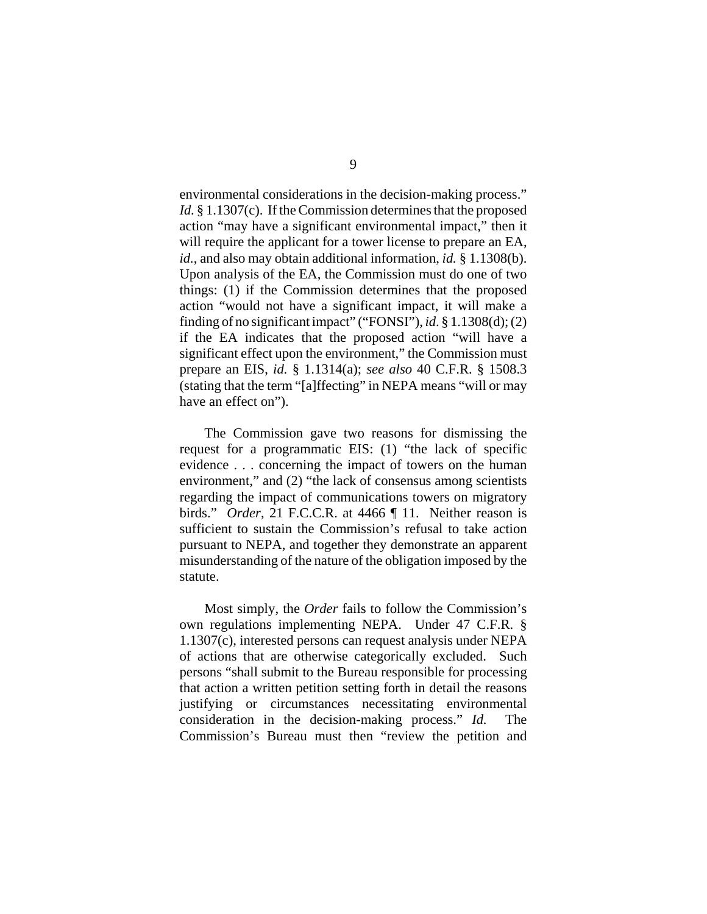environmental considerations in the decision-making process." *Id.* § 1.1307(c). If the Commission determines that the proposed action "may have a significant environmental impact," then it will require the applicant for a tower license to prepare an EA, *id.*, and also may obtain additional information, *id.* § 1.1308(b). Upon analysis of the EA, the Commission must do one of two things: (1) if the Commission determines that the proposed action "would not have a significant impact, it will make a finding of no significant impact" ("FONSI"), *id.* § 1.1308(d); (2) if the EA indicates that the proposed action "will have a significant effect upon the environment," the Commission must prepare an EIS, *id.* § 1.1314(a); *see also* 40 C.F.R. § 1508.3 (stating that the term "[a]ffecting" in NEPA means "will or may have an effect on").

The Commission gave two reasons for dismissing the request for a programmatic EIS: (1) "the lack of specific evidence . . . concerning the impact of towers on the human environment," and (2) "the lack of consensus among scientists regarding the impact of communications towers on migratory birds." *Order*, 21 F.C.C.R. at 4466 ¶ 11. Neither reason is sufficient to sustain the Commission's refusal to take action pursuant to NEPA, and together they demonstrate an apparent misunderstanding of the nature of the obligation imposed by the statute.

Most simply, the *Order* fails to follow the Commission's own regulations implementing NEPA. Under 47 C.F.R. § 1.1307(c), interested persons can request analysis under NEPA of actions that are otherwise categorically excluded. Such persons "shall submit to the Bureau responsible for processing that action a written petition setting forth in detail the reasons justifying or circumstances necessitating environmental consideration in the decision-making process." *Id.* The Commission's Bureau must then "review the petition and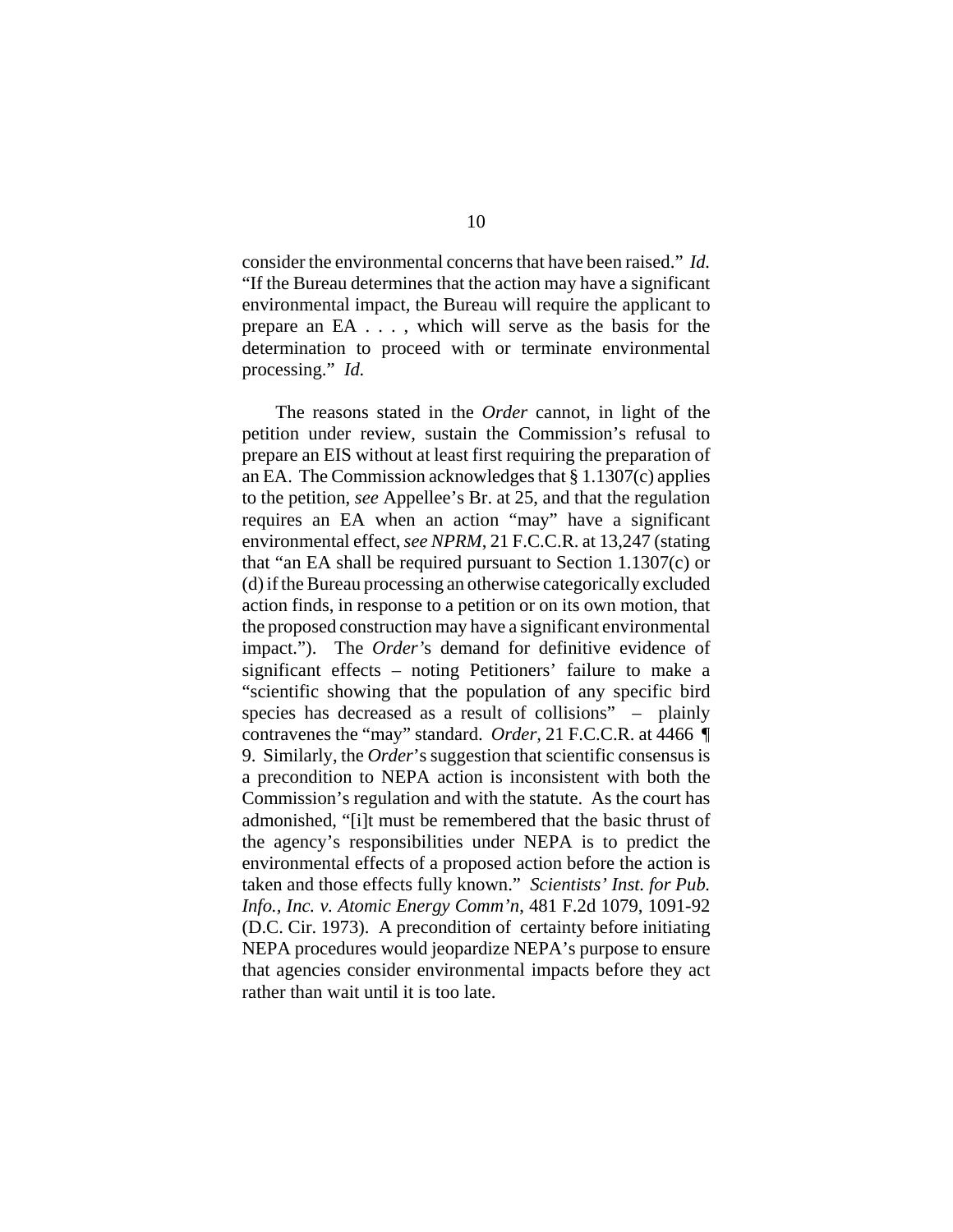consider the environmental concerns that have been raised." *Id.* "If the Bureau determines that the action may have a significant environmental impact, the Bureau will require the applicant to prepare an EA . . . , which will serve as the basis for the determination to proceed with or terminate environmental processing." *Id.*

The reasons stated in the *Order* cannot, in light of the petition under review, sustain the Commission's refusal to prepare an EIS without at least first requiring the preparation of an EA. The Commission acknowledges that § 1.1307(c) applies to the petition, *see* Appellee's Br. at 25, and that the regulation requires an EA when an action "may" have a significant environmental effect, *see NPRM*, 21 F.C.C.R. at 13,247 (stating that "an EA shall be required pursuant to Section 1.1307(c) or (d) if the Bureau processing an otherwise categorically excluded action finds, in response to a petition or on its own motion, that the proposed construction may have a significant environmental impact."). The *Order*'s demand for definitive evidence of significant effects – noting Petitioners' failure to make a "scientific showing that the population of any specific bird species has decreased as a result of collisions" – plainly contravenes the "may" standard. *Order*, 21 F.C.C.R. at 4466 ¶ 9. Similarly, the *Order*'s suggestion that scientific consensus is a precondition to NEPA action is inconsistent with both the Commission's regulation and with the statute. As the court has admonished, "[i]t must be remembered that the basic thrust of the agency's responsibilities under NEPA is to predict the environmental effects of a proposed action before the action is taken and those effects fully known." *Scientists' Inst. for Pub. Info., Inc. v. Atomic Energy Comm'n*, 481 F.2d 1079, 1091-92 (D.C. Cir. 1973). A precondition of certainty before initiating NEPA procedures would jeopardize NEPA's purpose to ensure that agencies consider environmental impacts before they act rather than wait until it is too late.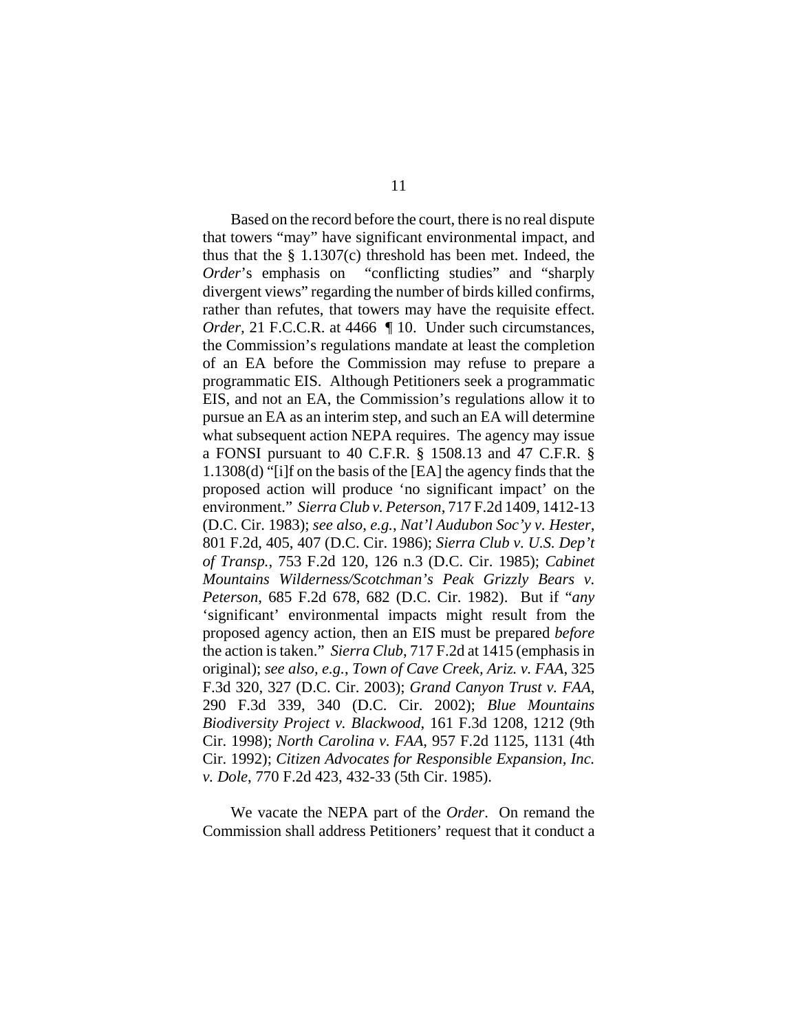Based on the record before the court, there is no real dispute that towers "may" have significant environmental impact, and thus that the § 1.1307(c) threshold has been met. Indeed, the *Order*'s emphasis on "conflicting studies" and "sharply divergent views" regarding the number of birds killed confirms, rather than refutes, that towers may have the requisite effect. *Order*, 21 F.C.C.R. at 4466 ¶ 10. Under such circumstances, the Commission's regulations mandate at least the completion of an EA before the Commission may refuse to prepare a programmatic EIS. Although Petitioners seek a programmatic EIS, and not an EA, the Commission's regulations allow it to pursue an EA as an interim step, and such an EA will determine what subsequent action NEPA requires. The agency may issue a FONSI pursuant to 40 C.F.R. § 1508.13 and 47 C.F.R. § 1.1308(d) "[i]f on the basis of the [EA] the agency finds that the proposed action will produce 'no significant impact' on the environment." *Sierra Club v. Peterson*, 717 F.2d 1409, 1412-13 (D.C. Cir. 1983); *see also, e.g.*, *Nat'l Audubon Soc'y v. Hester*, 801 F.2d, 405, 407 (D.C. Cir. 1986); *Sierra Club v. U.S. Dep't of Transp.*, 753 F.2d 120, 126 n.3 (D.C. Cir. 1985); *Cabinet Mountains Wilderness/Scotchman's Peak Grizzly Bears v. Peterson*, 685 F.2d 678, 682 (D.C. Cir. 1982). But if "*any* 'significant' environmental impacts might result from the proposed agency action, then an EIS must be prepared *before* the action is taken." *Sierra Club*, 717 F.2d at 1415 (emphasis in original); *see also, e.g.*, *Town of Cave Creek, Ariz. v. FAA*, 325 F.3d 320, 327 (D.C. Cir. 2003); *Grand Canyon Trust v. FAA*, 290 F.3d 339, 340 (D.C. Cir. 2002); *Blue Mountains Biodiversity Project v. Blackwood*, 161 F.3d 1208, 1212 (9th Cir. 1998); *North Carolina v. FAA*, 957 F.2d 1125, 1131 (4th Cir. 1992); *Citizen Advocates for Responsible Expansion, Inc. v. Dole*, 770 F.2d 423, 432-33 (5th Cir. 1985).

We vacate the NEPA part of the *Order*. On remand the Commission shall address Petitioners' request that it conduct a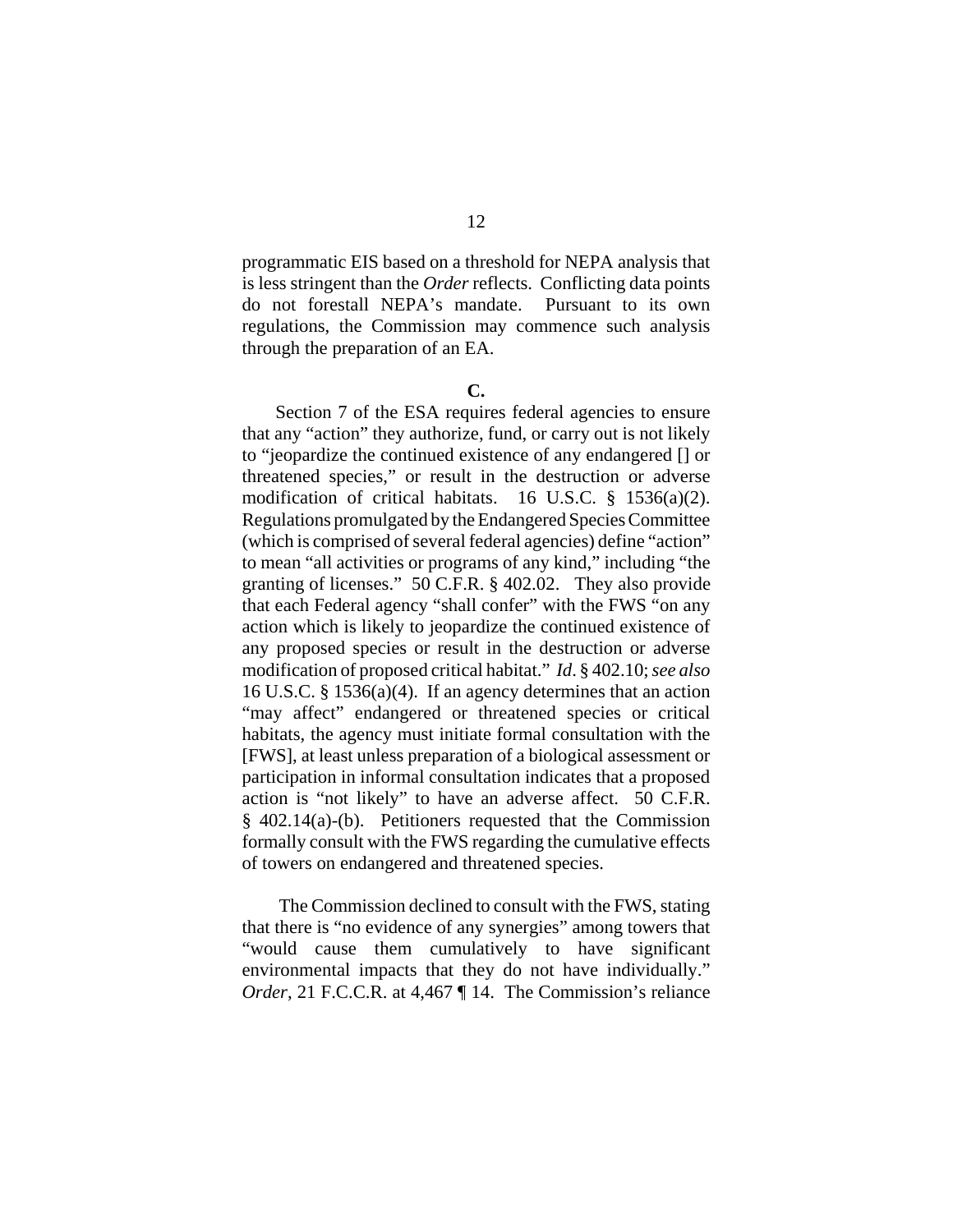programmatic EIS based on a threshold for NEPA analysis that is less stringent than the *Order* reflects. Conflicting data points do not forestall NEPA's mandate. Pursuant to its own regulations, the Commission may commence such analysis through the preparation of an EA.

**C.**

Section 7 of the ESA requires federal agencies to ensure that any "action" they authorize, fund, or carry out is not likely to "jeopardize the continued existence of any endangered [] or threatened species," or result in the destruction or adverse modification of critical habitats. 16 U.S.C. § 1536(a)(2). Regulations promulgated by the Endangered Species Committee (which is comprised of several federal agencies) define "action" to mean "all activities or programs of any kind," including "the granting of licenses." 50 C.F.R. § 402.02. They also provide that each Federal agency "shall confer" with the FWS "on any action which is likely to jeopardize the continued existence of any proposed species or result in the destruction or adverse modification of proposed critical habitat." *Id*. § 402.10; *see also* 16 U.S.C. § 1536(a)(4). If an agency determines that an action "may affect" endangered or threatened species or critical habitats, the agency must initiate formal consultation with the [FWS], at least unless preparation of a biological assessment or participation in informal consultation indicates that a proposed action is "not likely" to have an adverse affect. 50 C.F.R. § 402.14(a)-(b). Petitioners requested that the Commission formally consult with the FWS regarding the cumulative effects of towers on endangered and threatened species.

The Commission declined to consult with the FWS, stating that there is "no evidence of any synergies" among towers that "would cause them cumulatively to have significant environmental impacts that they do not have individually." *Order*, 21 F.C.C.R. at 4,467 ¶ 14. The Commission's reliance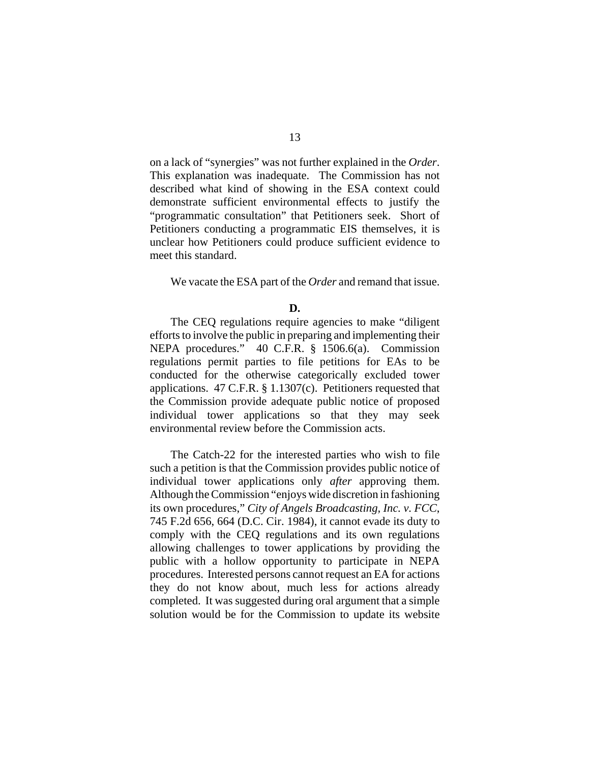on a lack of "synergies" was not further explained in the *Order*. This explanation was inadequate. The Commission has not described what kind of showing in the ESA context could demonstrate sufficient environmental effects to justify the "programmatic consultation" that Petitioners seek. Short of Petitioners conducting a programmatic EIS themselves, it is unclear how Petitioners could produce sufficient evidence to meet this standard.

We vacate the ESA part of the *Order* and remand that issue.

**D.**

The CEQ regulations require agencies to make "diligent efforts to involve the public in preparing and implementing their NEPA procedures." 40 C.F.R. § 1506.6(a). Commission regulations permit parties to file petitions for EAs to be conducted for the otherwise categorically excluded tower applications. 47 C.F.R. § 1.1307(c). Petitioners requested that the Commission provide adequate public notice of proposed individual tower applications so that they may seek environmental review before the Commission acts.

The Catch-22 for the interested parties who wish to file such a petition is that the Commission provides public notice of individual tower applications only *after* approving them. Although the Commission "enjoys wide discretion in fashioning its own procedures," *City of Angels Broadcasting, Inc. v. FCC*, 745 F.2d 656, 664 (D.C. Cir. 1984), it cannot evade its duty to comply with the CEQ regulations and its own regulations allowing challenges to tower applications by providing the public with a hollow opportunity to participate in NEPA procedures. Interested persons cannot request an EA for actions they do not know about, much less for actions already completed. It was suggested during oral argument that a simple solution would be for the Commission to update its website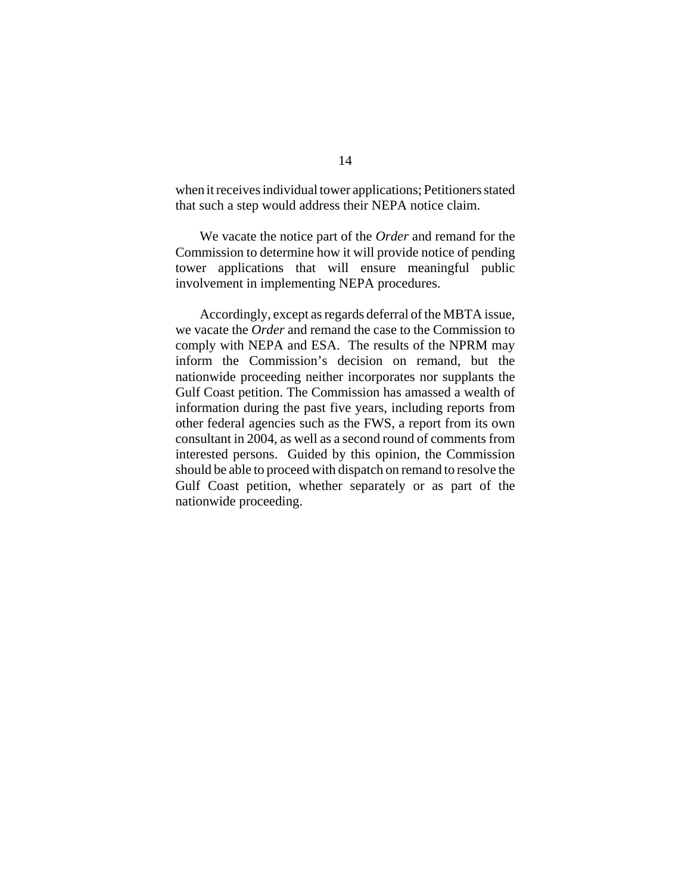when it receives individual tower applications; Petitioners stated that such a step would address their NEPA notice claim.

We vacate the notice part of the *Order* and remand for the Commission to determine how it will provide notice of pending tower applications that will ensure meaningful public involvement in implementing NEPA procedures.

Accordingly, except as regards deferral of the MBTA issue, we vacate the *Order* and remand the case to the Commission to comply with NEPA and ESA. The results of the NPRM may inform the Commission's decision on remand, but the nationwide proceeding neither incorporates nor supplants the Gulf Coast petition. The Commission has amassed a wealth of information during the past five years, including reports from other federal agencies such as the FWS, a report from its own consultant in 2004, as well as a second round of comments from interested persons. Guided by this opinion, the Commission should be able to proceed with dispatch on remand to resolve the Gulf Coast petition, whether separately or as part of the nationwide proceeding.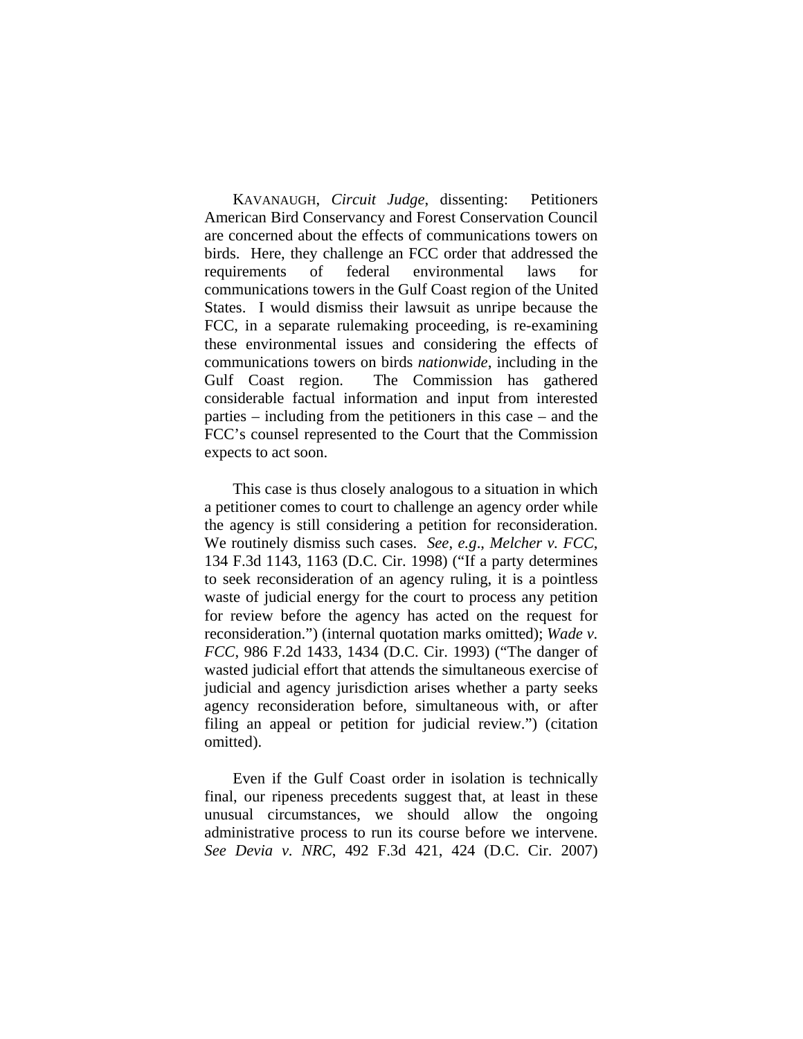KAVANAUGH, *Circuit Judge*, dissenting: Petitioners American Bird Conservancy and Forest Conservation Council are concerned about the effects of communications towers on birds. Here, they challenge an FCC order that addressed the requirements of federal environmental laws for communications towers in the Gulf Coast region of the United States. I would dismiss their lawsuit as unripe because the FCC, in a separate rulemaking proceeding, is re-examining these environmental issues and considering the effects of communications towers on birds *nationwide*, including in the Gulf Coast region. The Commission has gathered considerable factual information and input from interested parties – including from the petitioners in this case – and the FCC's counsel represented to the Court that the Commission expects to act soon.

This case is thus closely analogous to a situation in which a petitioner comes to court to challenge an agency order while the agency is still considering a petition for reconsideration. We routinely dismiss such cases. *See*, *e.g*., *Melcher v. FCC*, 134 F.3d 1143, 1163 (D.C. Cir. 1998) ("If a party determines to seek reconsideration of an agency ruling, it is a pointless waste of judicial energy for the court to process any petition for review before the agency has acted on the request for reconsideration.") (internal quotation marks omitted); *Wade v. FCC*, 986 F.2d 1433, 1434 (D.C. Cir. 1993) ("The danger of wasted judicial effort that attends the simultaneous exercise of judicial and agency jurisdiction arises whether a party seeks agency reconsideration before, simultaneous with, or after filing an appeal or petition for judicial review.") (citation omitted).

Even if the Gulf Coast order in isolation is technically final, our ripeness precedents suggest that, at least in these unusual circumstances, we should allow the ongoing administrative process to run its course before we intervene. *See Devia v. NRC*, 492 F.3d 421, 424 (D.C. Cir. 2007)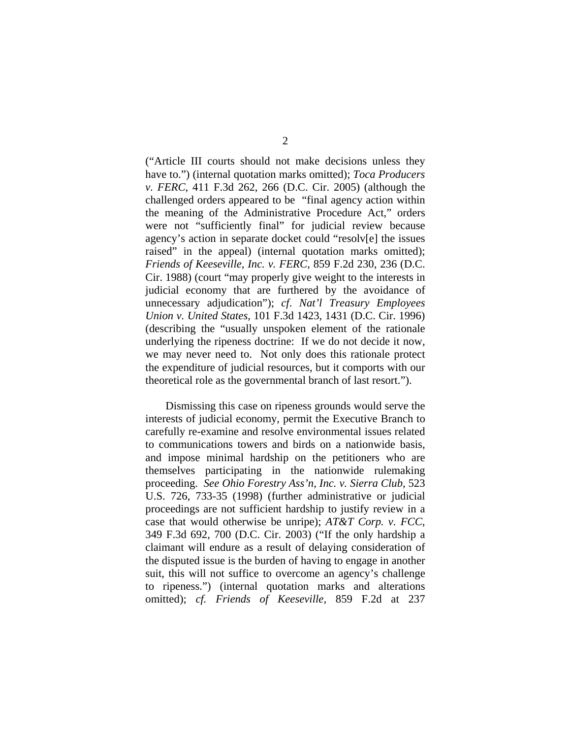("Article III courts should not make decisions unless they have to.") (internal quotation marks omitted); *Toca Producers v. FERC*, 411 F.3d 262, 266 (D.C. Cir. 2005) (although the challenged orders appeared to be "final agency action within the meaning of the Administrative Procedure Act," orders were not "sufficiently final" for judicial review because agency's action in separate docket could "resolv[e] the issues raised" in the appeal) (internal quotation marks omitted); *Friends of Keeseville, Inc. v. FERC*, 859 F.2d 230, 236 (D.C. Cir. 1988) (court "may properly give weight to the interests in judicial economy that are furthered by the avoidance of unnecessary adjudication"); *cf. Nat'l Treasury Employees Union v. United States*, 101 F.3d 1423, 1431 (D.C. Cir. 1996) (describing the "usually unspoken element of the rationale underlying the ripeness doctrine: If we do not decide it now, we may never need to. Not only does this rationale protect the expenditure of judicial resources, but it comports with our theoretical role as the governmental branch of last resort.").

Dismissing this case on ripeness grounds would serve the interests of judicial economy, permit the Executive Branch to carefully re-examine and resolve environmental issues related to communications towers and birds on a nationwide basis, and impose minimal hardship on the petitioners who are themselves participating in the nationwide rulemaking proceeding. *See Ohio Forestry Ass'n, Inc. v. Sierra Club*, 523 U.S. 726, 733-35 (1998) (further administrative or judicial proceedings are not sufficient hardship to justify review in a case that would otherwise be unripe); *AT&T Corp. v. FCC*, 349 F.3d 692, 700 (D.C. Cir. 2003) ("If the only hardship a claimant will endure as a result of delaying consideration of the disputed issue is the burden of having to engage in another suit, this will not suffice to overcome an agency's challenge to ripeness.") (internal quotation marks and alterations omitted); *cf. Friends of Keeseville*, 859 F.2d at 237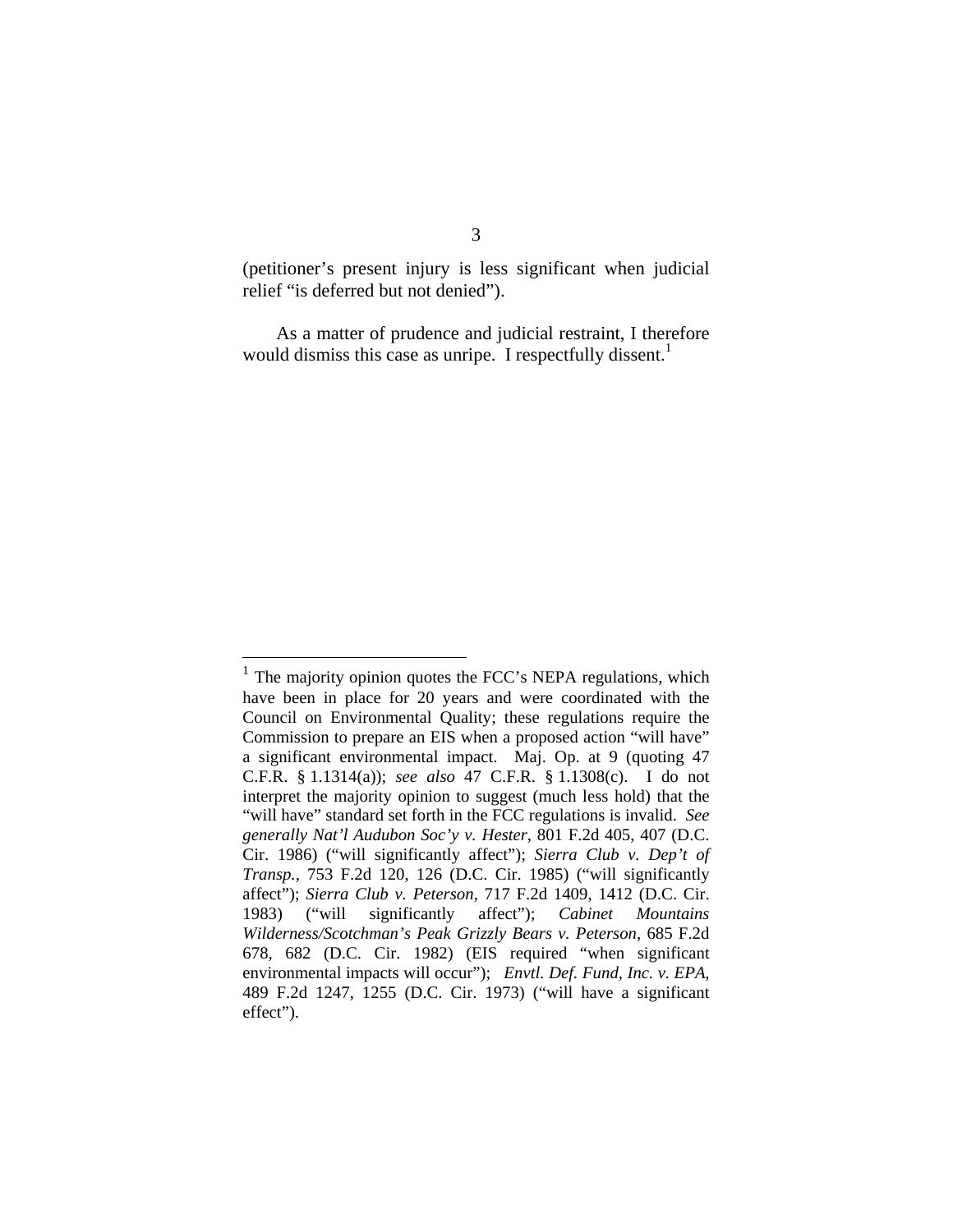(petitioner's present injury is less significant when judicial relief "is deferred but not denied").

As a matter of prudence and judicial restraint, I therefore would dismiss this case as unripe. I respectfully dissent.[1]

[1] The majority opinion quotes the FCC's NEPA regulations, which have been in place for 20 years and were coordinated with the Council on Environmental Quality; these regulations require the Commission to prepare an EIS when a proposed action "will have" a significant environmental impact. Maj. Op. at 9 (quoting 47 C.F.R. § 1.1314(a)); *see also* 47 C.F.R. § 1.1308(c). I do not interpret the majority opinion to suggest (much less hold) that the "will have" standard set forth in the FCC regulations is invalid. *See generally Nat'l Audubon Soc'y v. Hester*, 801 F.2d 405, 407 (D.C. Cir. 1986) ("will significantly affect"); *Sierra Club v. Dep't of Transp.*, 753 F.2d 120, 126 (D.C. Cir. 1985) ("will significantly affect"); *Sierra Club v. Peterson*, 717 F.2d 1409, 1412 (D.C. Cir. 1983) ("will significantly affect"); *Cabinet Mountains Wilderness/Scotchman's Peak Grizzly Bears v. Peterson*, 685 F.2d 678, 682 (D.C. Cir. 1982) (EIS required "when significant environmental impacts will occur"); *Envtl. Def. Fund, Inc. v. EPA*, 489 F.2d 1247, 1255 (D.C. Cir. 1973) ("will have a significant effect").